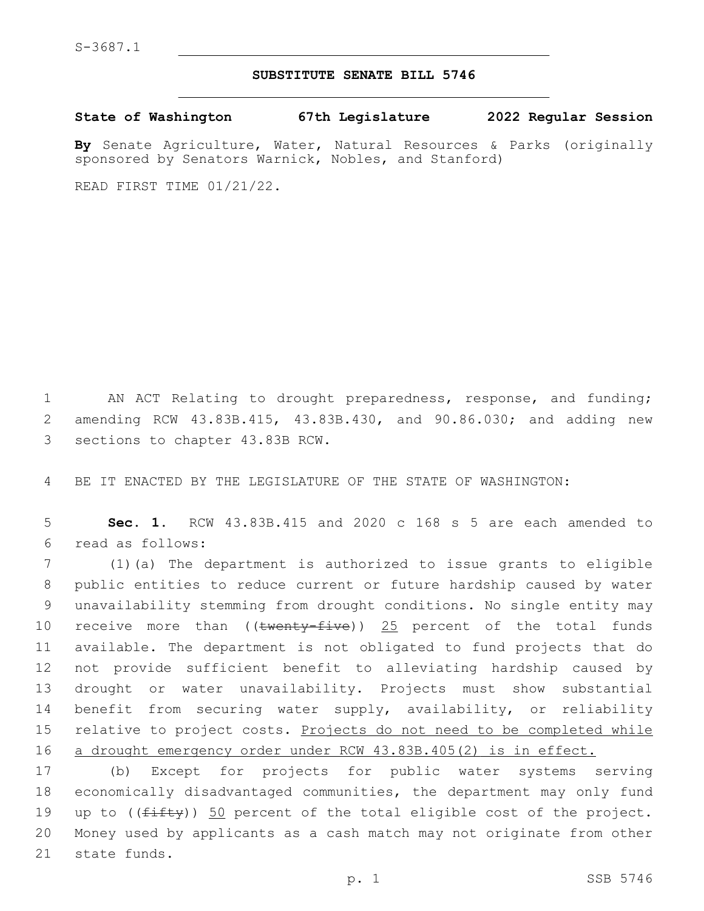S-3687.1

# SUBSTITUTE SENATE BILL 5746

**State of Washington 67th Legislature 2022 Regular Session**

**By** Senate Agriculture, Water, Natural Resources & Parks (originally sponsored by Senators Warnick, Nobles, and Stanford)

READ FIRST TIME 01/21/22.

AN ACT Relating to drought preparedness, response, and funding; amending RCW 43.83B.415, 43.83B.430, and 90.86.030; and adding new sections to chapter 43.83B RCW.

BE IT ENACTED BY THE LEGISLATURE OF THE STATE OF WASHINGTON:

**Sec. 1.** RCW 43.83B.415 and 2020 c 168 s 5 are each amended to read as follows:

(1)(a) The department is authorized to issue grants to eligible public entities to reduce current or future hardship caused by water unavailability stemming from drought conditions. No single entity may receive more than ((~~twenty-five~~)) <u>25</u> percent of the total funds available. The department is not obligated to fund projects that do not provide sufficient benefit to alleviating hardship caused by drought or water unavailability. Projects must show substantial benefit from securing water supply, availability, or reliability relative to project costs. <u>Projects do not need to be completed while a drought emergency order under RCW 43.83B.405(2) is in effect.</u>

(b) Except for projects for public water systems serving economically disadvantaged communities, the department may only fund up to ((~~fifty~~)) <u>50</u> percent of the total eligible cost of the project. Money used by applicants as a cash match may not originate from other state funds.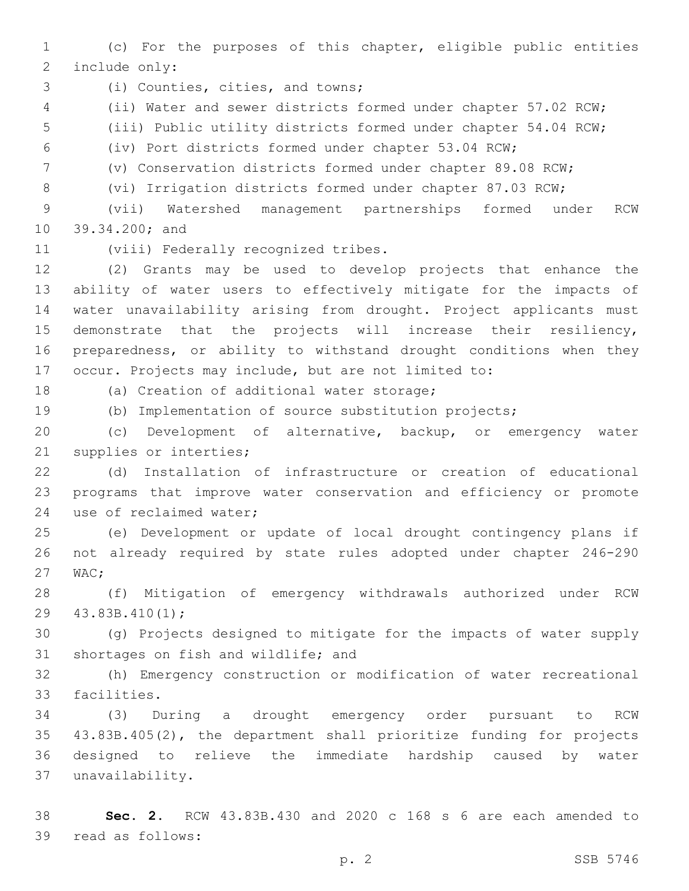(c) For the purposes of this chapter, eligible public entities include only:

(i) Counties, cities, and towns;

(ii) Water and sewer districts formed under chapter 57.02 RCW;

(iii) Public utility districts formed under chapter 54.04 RCW;

(iv) Port districts formed under chapter 53.04 RCW;

(v) Conservation districts formed under chapter 89.08 RCW;

(vi) Irrigation districts formed under chapter 87.03 RCW;

(vii) Watershed management partnerships formed under RCW 39.34.200; and

(viii) Federally recognized tribes.

(2) Grants may be used to develop projects that enhance the ability of water users to effectively mitigate for the impacts of water unavailability arising from drought. Project applicants must demonstrate that the projects will increase their resiliency, preparedness, or ability to withstand drought conditions when they occur. Projects may include, but are not limited to:

(a) Creation of additional water storage;

(b) Implementation of source substitution projects;

(c) Development of alternative, backup, or emergency water supplies or interties;

(d) Installation of infrastructure or creation of educational programs that improve water conservation and efficiency or promote use of reclaimed water;

(e) Development or update of local drought contingency plans if not already required by state rules adopted under chapter 246-290 WAC;

(f) Mitigation of emergency withdrawals authorized under RCW 43.83B.410(1);

(g) Projects designed to mitigate for the impacts of water supply shortages on fish and wildlife; and

(h) Emergency construction or modification of water recreational facilities.

(3) During a drought emergency order pursuant to RCW 43.83B.405(2), the department shall prioritize funding for projects designed to relieve the immediate hardship caused by water unavailability.

**Sec. 2.** RCW 43.83B.430 and 2020 c 168 s 6 are each amended to read as follows: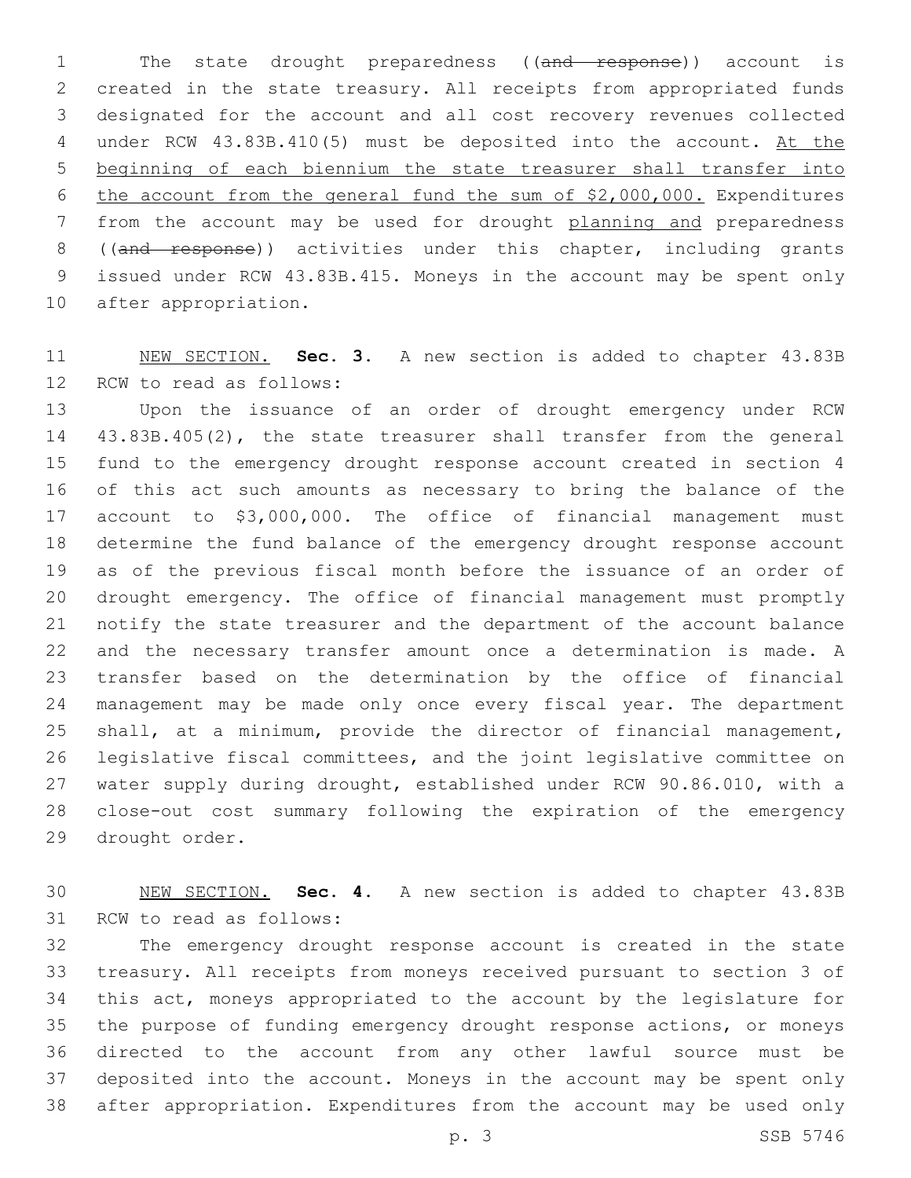The state drought preparedness ((~~and response~~)) account is created in the state treasury. All receipts from appropriated funds designated for the account and all cost recovery revenues collected under RCW 43.83B.410(5) must be deposited into the account. <u>At the beginning of each biennium the state treasurer shall transfer into the account from the general fund the sum of $2,000,000.</u> Expenditures from the account may be used for drought <u>planning and</u> preparedness ((~~and response~~)) activities under this chapter, including grants issued under RCW 43.83B.415. Moneys in the account may be spent only after appropriation.

<u>NEW SECTION.</u> **Sec. 3.** A new section is added to chapter 43.83B RCW to read as follows:

Upon the issuance of an order of drought emergency under RCW 43.83B.405(2), the state treasurer shall transfer from the general fund to the emergency drought response account created in section 4 of this act such amounts as necessary to bring the balance of the account to $3,000,000. The office of financial management must determine the fund balance of the emergency drought response account as of the previous fiscal month before the issuance of an order of drought emergency. The office of financial management must promptly notify the state treasurer and the department of the account balance and the necessary transfer amount once a determination is made. A transfer based on the determination by the office of financial management may be made only once every fiscal year. The department shall, at a minimum, provide the director of financial management, legislative fiscal committees, and the joint legislative committee on water supply during drought, established under RCW 90.86.010, with a close-out cost summary following the expiration of the emergency drought order.

<u>NEW SECTION.</u> **Sec. 4.** A new section is added to chapter 43.83B RCW to read as follows:

The emergency drought response account is created in the state treasury. All receipts from moneys received pursuant to section 3 of this act, moneys appropriated to the account by the legislature for the purpose of funding emergency drought response actions, or moneys directed to the account from any other lawful source must be deposited into the account. Moneys in the account may be spent only after appropriation. Expenditures from the account may be used only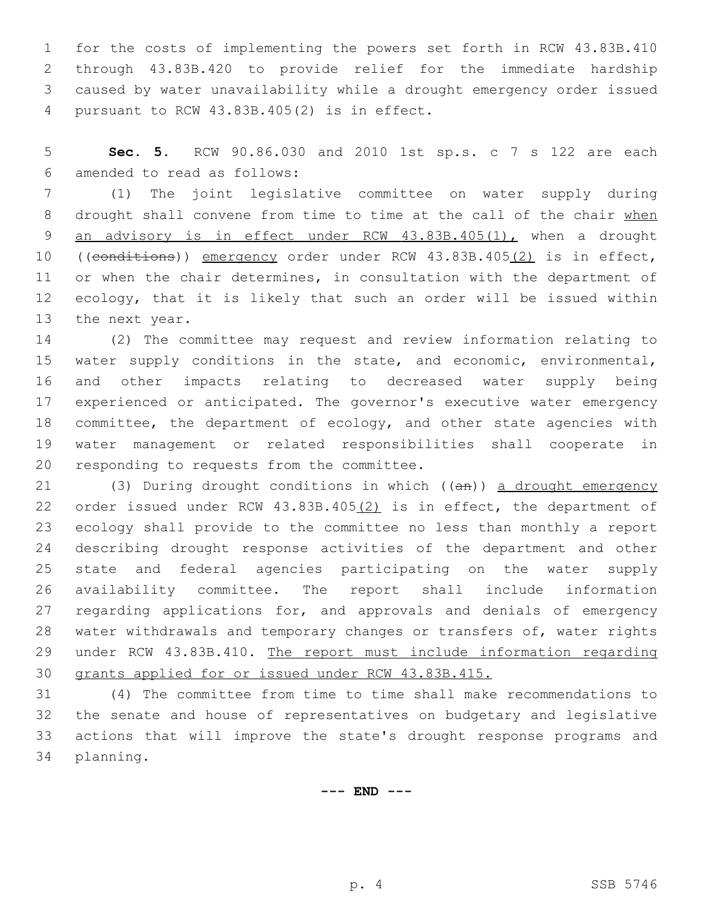for the costs of implementing the powers set forth in RCW 43.83B.410 through 43.83B.420 to provide relief for the immediate hardship caused by water unavailability while a drought emergency order issued pursuant to RCW 43.83B.405(2) is in effect.

**Sec. 5.** RCW 90.86.030 and 2010 1st sp.s. c 7 s 122 are each amended to read as follows:

(1) The joint legislative committee on water supply during drought shall convene from time to time at the call of the chair <u>when an advisory is in effect under RCW 43.83B.405(1),</u> when a drought ((~~conditions~~)) <u>emergency</u> order under RCW 43.83B.405<u>(2)</u> is in effect, or when the chair determines, in consultation with the department of ecology, that it is likely that such an order will be issued within the next year.

(2) The committee may request and review information relating to water supply conditions in the state, and economic, environmental, and other impacts relating to decreased water supply being experienced or anticipated. The governor's executive water emergency committee, the department of ecology, and other state agencies with water management or related responsibilities shall cooperate in responding to requests from the committee.

(3) During drought conditions in which ((~~an~~)) <u>a drought emergency</u> order issued under RCW 43.83B.405<u>(2)</u> is in effect, the department of ecology shall provide to the committee no less than monthly a report describing drought response activities of the department and other state and federal agencies participating on the water supply availability committee. The report shall include information regarding applications for, and approvals and denials of emergency water withdrawals and temporary changes or transfers of, water rights under RCW 43.83B.410. <u>The report must include information regarding grants applied for or issued under RCW 43.83B.415.</u>

(4) The committee from time to time shall make recommendations to the senate and house of representatives on budgetary and legislative actions that will improve the state's drought response programs and planning.

**--- END ---**